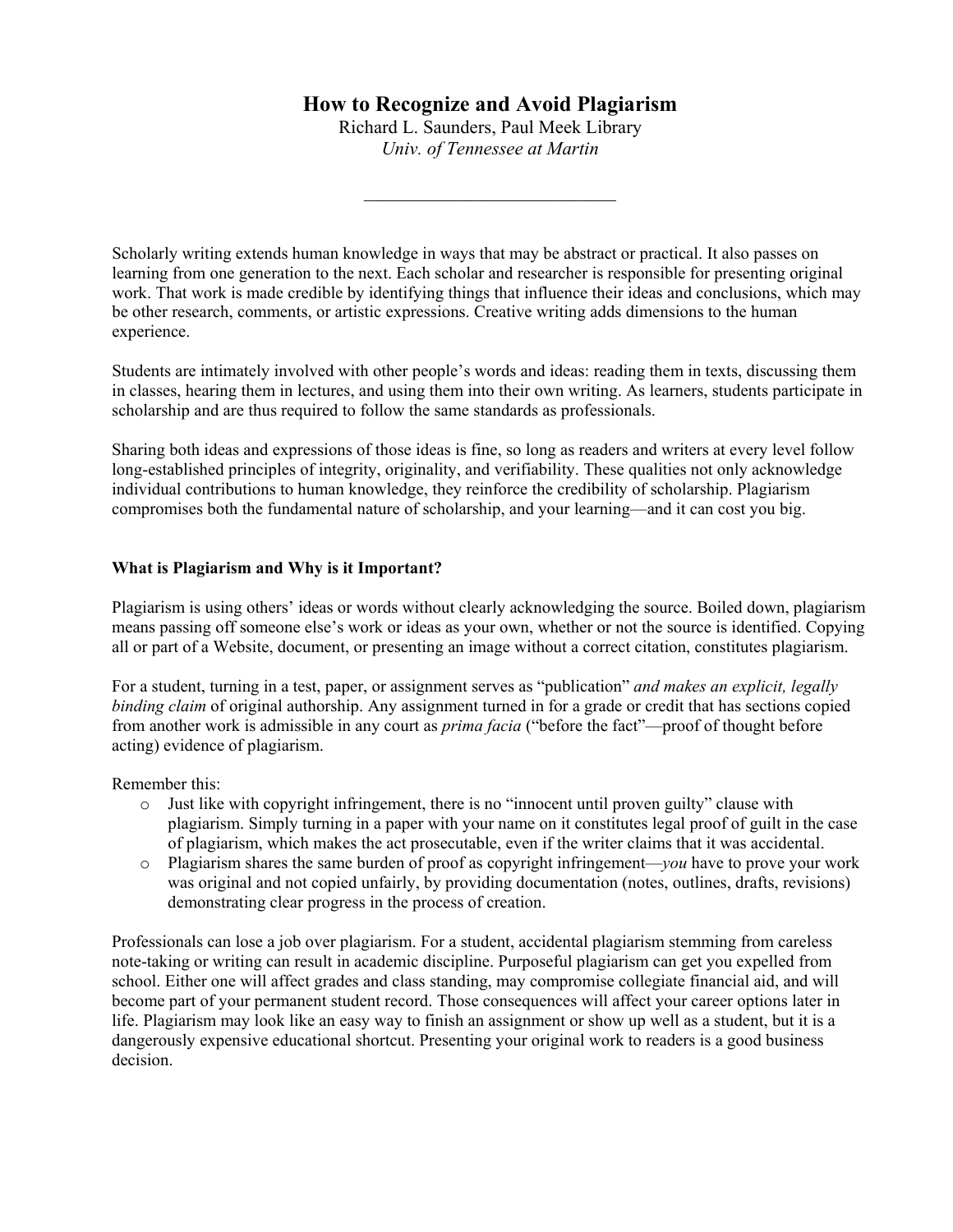# How to Recognize and Avoid Plagiarism

Richard L. Saunders, Paul Meek Library
*Univ. of Tennessee at Martin*

---

Scholarly writing extends human knowledge in ways that may be abstract or practical. It also passes on learning from one generation to the next. Each scholar and researcher is responsible for presenting original work. That work is made credible by identifying things that influence their ideas and conclusions, which may be other research, comments, or artistic expressions. Creative writing adds dimensions to the human experience.

Students are intimately involved with other people's words and ideas: reading them in texts, discussing them in classes, hearing them in lectures, and using them into their own writing. As learners, students participate in scholarship and are thus required to follow the same standards as professionals.

Sharing both ideas and expressions of those ideas is fine, so long as readers and writers at every level follow long-established principles of integrity, originality, and verifiability. These qualities not only acknowledge individual contributions to human knowledge, they reinforce the credibility of scholarship. Plagiarism compromises both the fundamental nature of scholarship, and your learning—and it can cost you big.

**What is Plagiarism and Why is it Important?**

Plagiarism is using others' ideas or words without clearly acknowledging the source. Boiled down, plagiarism means passing off someone else's work or ideas as your own, whether or not the source is identified. Copying all or part of a Website, document, or presenting an image without a correct citation, constitutes plagiarism.

For a student, turning in a test, paper, or assignment serves as "publication" *and makes an explicit, legally binding claim* of original authorship. Any assignment turned in for a grade or credit that has sections copied from another work is admissible in any court as *prima facia* ("before the fact"—proof of thought before acting) evidence of plagiarism.

Remember this:

- Just like with copyright infringement, there is no "innocent until proven guilty" clause with plagiarism. Simply turning in a paper with your name on it constitutes legal proof of guilt in the case of plagiarism, which makes the act prosecutable, even if the writer claims that it was accidental.
- Plagiarism shares the same burden of proof as copyright infringement—*you* have to prove your work was original and not copied unfairly, by providing documentation (notes, outlines, drafts, revisions) demonstrating clear progress in the process of creation.

Professionals can lose a job over plagiarism. For a student, accidental plagiarism stemming from careless note-taking or writing can result in academic discipline. Purposeful plagiarism can get you expelled from school. Either one will affect grades and class standing, may compromise collegiate financial aid, and will become part of your permanent student record. Those consequences will affect your career options later in life. Plagiarism may look like an easy way to finish an assignment or show up well as a student, but it is a dangerously expensive educational shortcut. Presenting your original work to readers is a good business decision.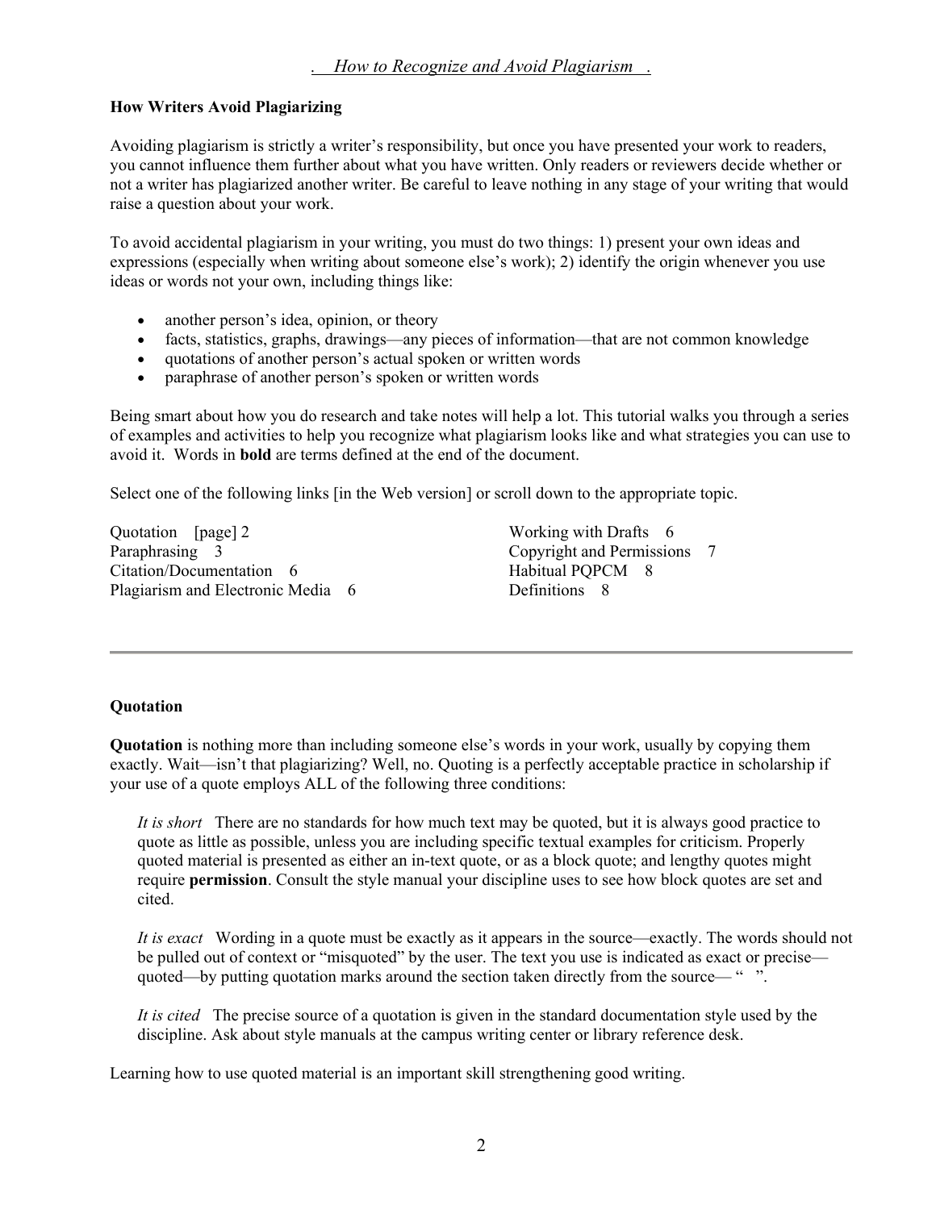### How Writers Avoid Plagiarizing

Avoiding plagiarism is strictly a writer's responsibility, but once you have presented your work to readers, you cannot influence them further about what you have written. Only readers or reviewers decide whether or not a writer has plagiarized another writer. Be careful to leave nothing in any stage of your writing that would raise a question about your work.

To avoid accidental plagiarism in your writing, you must do two things: 1) present your own ideas and expressions (especially when writing about someone else's work); 2) identify the origin whenever you use ideas or words not your own, including things like:

- another person's idea, opinion, or theory
- facts, statistics, graphs, drawings—any pieces of information—that are not common knowledge
- quotations of another person's actual spoken or written words
- paraphrase of another person's spoken or written words

Being smart about how you do research and take notes will help a lot. This tutorial walks you through a series of examples and activities to help you recognize what plagiarism looks like and what strategies you can use to avoid it. Words in **bold** are terms defined at the end of the document.

Select one of the following links [in the Web version] or scroll down to the appropriate topic.

Quotation [page] 2
Paraphrasing 3
Citation/Documentation 6
Plagiarism and Electronic Media 6
Working with Drafts 6
Copyright and Permissions 7
Habitual PQPCM 8
Definitions 8

---

### Quotation

**Quotation** is nothing more than including someone else's words in your work, usually by copying them exactly. Wait—isn't that plagiarizing? Well, no. Quoting is a perfectly acceptable practice in scholarship if your use of a quote employs ALL of the following three conditions:

*It is short* There are no standards for how much text may be quoted, but it is always good practice to quote as little as possible, unless you are including specific textual examples for criticism. Properly quoted material is presented as either an in-text quote, or as a block quote; and lengthy quotes might require **permission**. Consult the style manual your discipline uses to see how block quotes are set and cited.

*It is exact* Wording in a quote must be exactly as it appears in the source—exactly. The words should not be pulled out of context or "misquoted" by the user. The text you use is indicated as exact or precise—quoted—by putting quotation marks around the section taken directly from the source— " ".

*It is cited* The precise source of a quotation is given in the standard documentation style used by the discipline. Ask about style manuals at the campus writing center or library reference desk.

Learning how to use quoted material is an important skill strengthening good writing.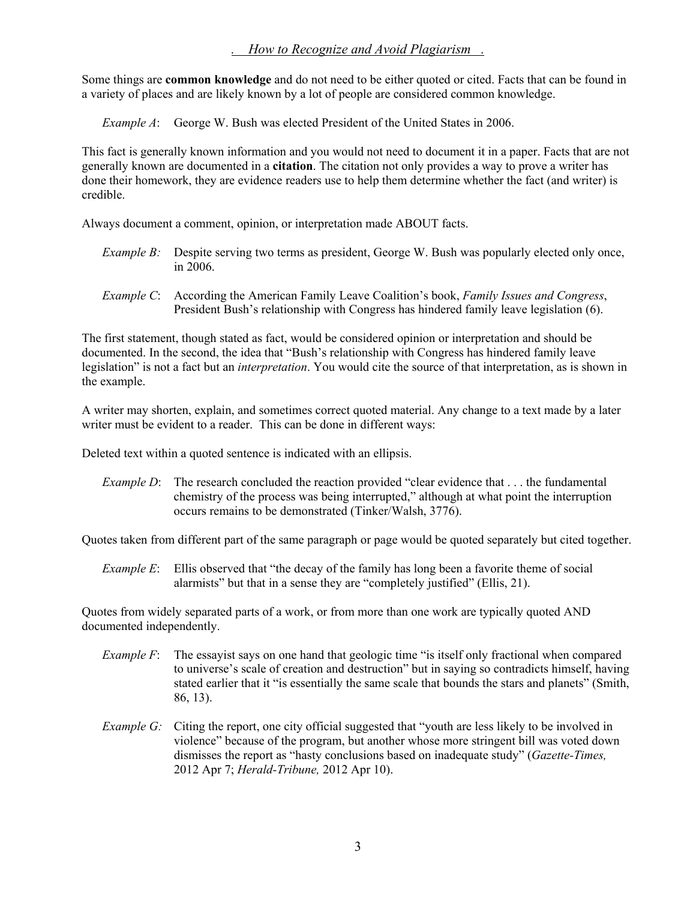*How to Recognize and Avoid Plagiarism*

Some things are **common knowledge** and do not need to be either quoted or cited. Facts that can be found in a variety of places and are likely known by a lot of people are considered common knowledge.

> *Example A*: George W. Bush was elected President of the United States in 2006.

This fact is generally known information and you would not need to document it in a paper. Facts that are not generally known are documented in a **citation**. The citation not only provides a way to prove a writer has done their homework, they are evidence readers use to help them determine whether the fact (and writer) is credible.

Always document a comment, opinion, or interpretation made ABOUT facts.

> *Example B:* Despite serving two terms as president, George W. Bush was popularly elected only once, in 2006.

> *Example C*: According the American Family Leave Coalition's book, *Family Issues and Congress*, President Bush's relationship with Congress has hindered family leave legislation (6).

The first statement, though stated as fact, would be considered opinion or interpretation and should be documented. In the second, the idea that "Bush's relationship with Congress has hindered family leave legislation" is not a fact but an *interpretation*. You would cite the source of that interpretation, as is shown in the example.

A writer may shorten, explain, and sometimes correct quoted material. Any change to a text made by a later writer must be evident to a reader. This can be done in different ways:

Deleted text within a quoted sentence is indicated with an ellipsis.

> *Example D*: The research concluded the reaction provided "clear evidence that . . . the fundamental chemistry of the process was being interrupted," although at what point the interruption occurs remains to be demonstrated (Tinker/Walsh, 3776).

Quotes taken from different part of the same paragraph or page would be quoted separately but cited together.

> *Example E*: Ellis observed that "the decay of the family has long been a favorite theme of social alarmists" but that in a sense they are "completely justified" (Ellis, 21).

Quotes from widely separated parts of a work, or from more than one work are typically quoted AND documented independently.

> *Example F*: The essayist says on one hand that geologic time "is itself only fractional when compared to universe's scale of creation and destruction" but in saying so contradicts himself, having stated earlier that it "is essentially the same scale that bounds the stars and planets" (Smith, 86, 13).

> *Example G:* Citing the report, one city official suggested that "youth are less likely to be involved in violence" because of the program, but another whose more stringent bill was voted down dismisses the report as "hasty conclusions based on inadequate study" (*Gazette-Times,* 2012 Apr 7; *Herald-Tribune,* 2012 Apr 10).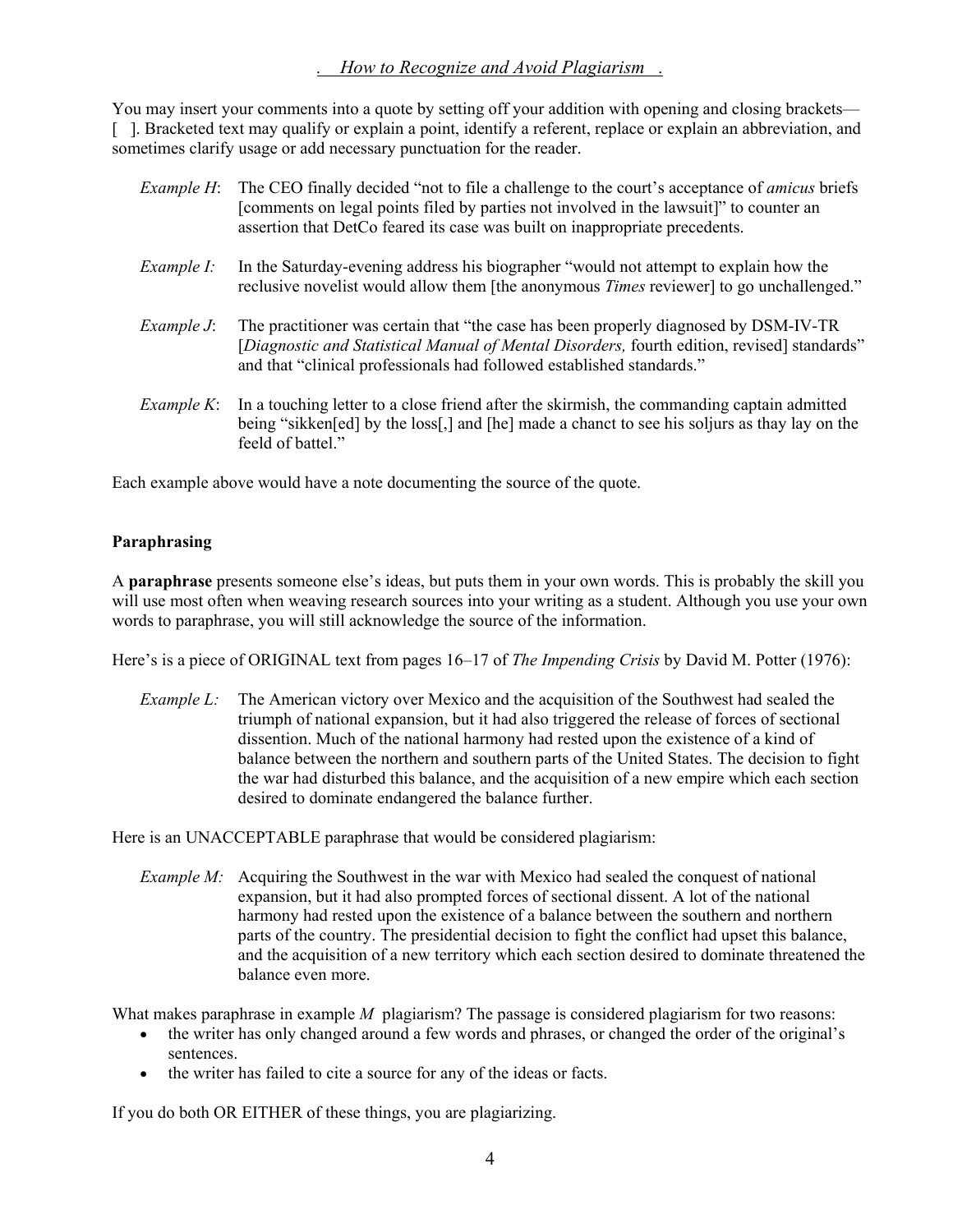You may insert your comments into a quote by setting off your addition with opening and closing brackets— [ ]. Bracketed text may qualify or explain a point, identify a referent, replace or explain an abbreviation, and sometimes clarify usage or add necessary punctuation for the reader.

*Example H*: The CEO finally decided "not to file a challenge to the court's acceptance of *amicus* briefs [comments on legal points filed by parties not involved in the lawsuit]" to counter an assertion that DetCo feared its case was built on inappropriate precedents.

*Example I:* In the Saturday-evening address his biographer "would not attempt to explain how the reclusive novelist would allow them [the anonymous *Times* reviewer] to go unchallenged."

*Example J*: The practitioner was certain that "the case has been properly diagnosed by DSM-IV-TR [*Diagnostic and Statistical Manual of Mental Disorders,* fourth edition, revised] standards" and that "clinical professionals had followed established standards."

*Example K*: In a touching letter to a close friend after the skirmish, the commanding captain admitted being "sikken[ed] by the loss[,] and [he] made a chanct to see his soljurs as thay lay on the feeld of battel."

Each example above would have a note documenting the source of the quote.

**Paraphrasing**

A **paraphrase** presents someone else's ideas, but puts them in your own words. This is probably the skill you will use most often when weaving research sources into your writing as a student. Although you use your own words to paraphrase, you will still acknowledge the source of the information.

Here's is a piece of ORIGINAL text from pages 16–17 of *The Impending Crisis* by David M. Potter (1976):

*Example L:* The American victory over Mexico and the acquisition of the Southwest had sealed the triumph of national expansion, but it had also triggered the release of forces of sectional dissention. Much of the national harmony had rested upon the existence of a kind of balance between the northern and southern parts of the United States. The decision to fight the war had disturbed this balance, and the acquisition of a new empire which each section desired to dominate endangered the balance further.

Here is an UNACCEPTABLE paraphrase that would be considered plagiarism:

*Example M:* Acquiring the Southwest in the war with Mexico had sealed the conquest of national expansion, but it had also prompted forces of sectional dissent. A lot of the national harmony had rested upon the existence of a balance between the southern and northern parts of the country. The presidential decision to fight the conflict had upset this balance, and the acquisition of a new territory which each section desired to dominate threatened the balance even more.

What makes paraphrase in example *M* plagiarism? The passage is considered plagiarism for two reasons:

- the writer has only changed around a few words and phrases, or changed the order of the original's sentences.
- the writer has failed to cite a source for any of the ideas or facts.

If you do both OR EITHER of these things, you are plagiarizing.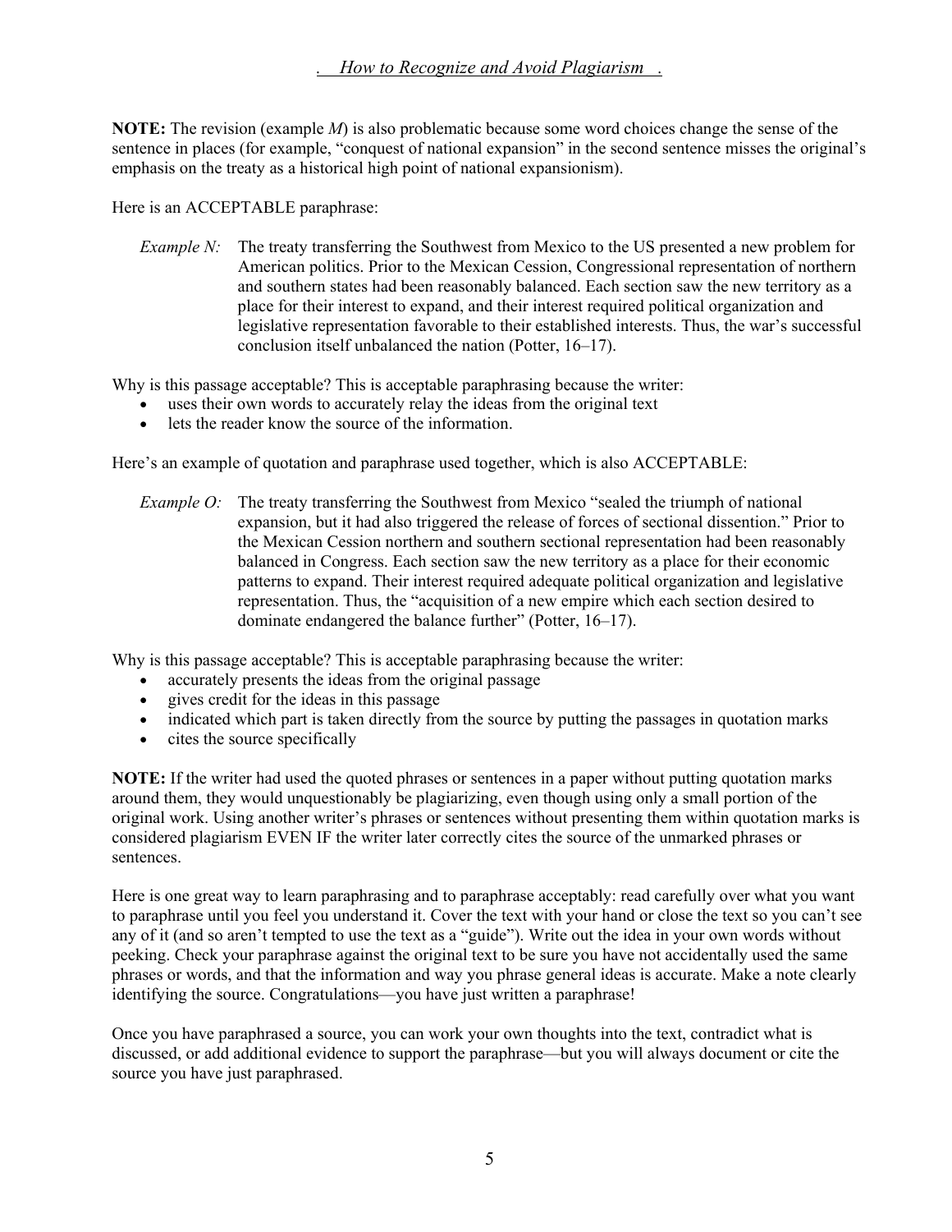**NOTE:** The revision (example *M*) is also problematic because some word choices change the sense of the sentence in places (for example, "conquest of national expansion" in the second sentence misses the original's emphasis on the treaty as a historical high point of national expansionism).

Here is an ACCEPTABLE paraphrase:

> *Example N:* The treaty transferring the Southwest from Mexico to the US presented a new problem for American politics. Prior to the Mexican Cession, Congressional representation of northern and southern states had been reasonably balanced. Each section saw the new territory as a place for their interest to expand, and their interest required political organization and legislative representation favorable to their established interests. Thus, the war's successful conclusion itself unbalanced the nation (Potter, 16–17).

Why is this passage acceptable? This is acceptable paraphrasing because the writer:

- uses their own words to accurately relay the ideas from the original text
- lets the reader know the source of the information.

Here's an example of quotation and paraphrase used together, which is also ACCEPTABLE:

> *Example O:* The treaty transferring the Southwest from Mexico "sealed the triumph of national expansion, but it had also triggered the release of forces of sectional dissention." Prior to the Mexican Cession northern and southern sectional representation had been reasonably balanced in Congress. Each section saw the new territory as a place for their economic patterns to expand. Their interest required adequate political organization and legislative representation. Thus, the "acquisition of a new empire which each section desired to dominate endangered the balance further" (Potter, 16–17).

Why is this passage acceptable? This is acceptable paraphrasing because the writer:

- accurately presents the ideas from the original passage
- gives credit for the ideas in this passage
- indicated which part is taken directly from the source by putting the passages in quotation marks
- cites the source specifically

**NOTE:** If the writer had used the quoted phrases or sentences in a paper without putting quotation marks around them, they would unquestionably be plagiarizing, even though using only a small portion of the original work. Using another writer's phrases or sentences without presenting them within quotation marks is considered plagiarism EVEN IF the writer later correctly cites the source of the unmarked phrases or sentences.

Here is one great way to learn paraphrasing and to paraphrase acceptably: read carefully over what you want to paraphrase until you feel you understand it. Cover the text with your hand or close the text so you can't see any of it (and so aren't tempted to use the text as a "guide"). Write out the idea in your own words without peeking. Check your paraphrase against the original text to be sure you have not accidentally used the same phrases or words, and that the information and way you phrase general ideas is accurate. Make a note clearly identifying the source. Congratulations—you have just written a paraphrase!

Once you have paraphrased a source, you can work your own thoughts into the text, contradict what is discussed, or add additional evidence to support the paraphrase—but you will always document or cite the source you have just paraphrased.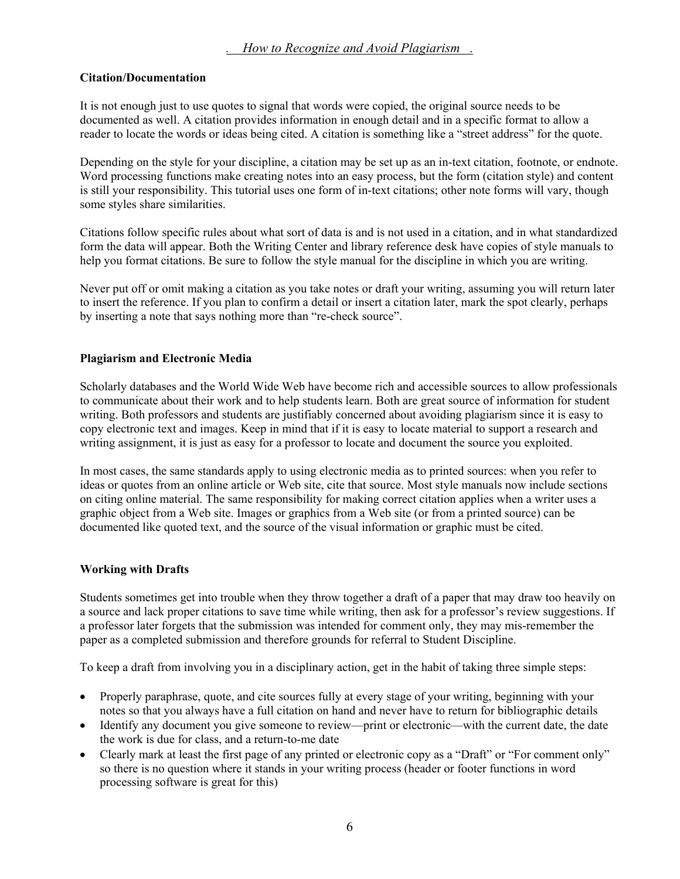**Citation/Documentation**

It is not enough just to use quotes to signal that words were copied, the original source needs to be documented as well. A citation provides information in enough detail and in a specific format to allow a reader to locate the words or ideas being cited. A citation is something like a "street address" for the quote.

Depending on the style for your discipline, a citation may be set up as an in-text citation, footnote, or endnote. Word processing functions make creating notes into an easy process, but the form (citation style) and content is still your responsibility. This tutorial uses one form of in-text citations; other note forms will vary, though some styles share similarities.

Citations follow specific rules about what sort of data is and is not used in a citation, and in what standardized form the data will appear. Both the Writing Center and library reference desk have copies of style manuals to help you format citations. Be sure to follow the style manual for the discipline in which you are writing.

Never put off or omit making a citation as you take notes or draft your writing, assuming you will return later to insert the reference. If you plan to confirm a detail or insert a citation later, mark the spot clearly, perhaps by inserting a note that says nothing more than "re-check source".

**Plagiarism and Electronic Media**

Scholarly databases and the World Wide Web have become rich and accessible sources to allow professionals to communicate about their work and to help students learn. Both are great source of information for student writing. Both professors and students are justifiably concerned about avoiding plagiarism since it is easy to copy electronic text and images. Keep in mind that if it is easy to locate material to support a research and writing assignment, it is just as easy for a professor to locate and document the source you exploited.

In most cases, the same standards apply to using electronic media as to printed sources: when you refer to ideas or quotes from an online article or Web site, cite that source. Most style manuals now include sections on citing online material. The same responsibility for making correct citation applies when a writer uses a graphic object from a Web site. Images or graphics from a Web site (or from a printed source) can be documented like quoted text, and the source of the visual information or graphic must be cited.

**Working with Drafts**

Students sometimes get into trouble when they throw together a draft of a paper that may draw too heavily on a source and lack proper citations to save time while writing, then ask for a professor's review suggestions. If a professor later forgets that the submission was intended for comment only, they may mis-remember the paper as a completed submission and therefore grounds for referral to Student Discipline.

To keep a draft from involving you in a disciplinary action, get in the habit of taking three simple steps:

- Properly paraphrase, quote, and cite sources fully at every stage of your writing, beginning with your notes so that you always have a full citation on hand and never have to return for bibliographic details
- Identify any document you give someone to review—print or electronic—with the current date, the date the work is due for class, and a return-to-me date
- Clearly mark at least the first page of any printed or electronic copy as a "Draft" or "For comment only" so there is no question where it stands in your writing process (header or footer functions in word processing software is great for this)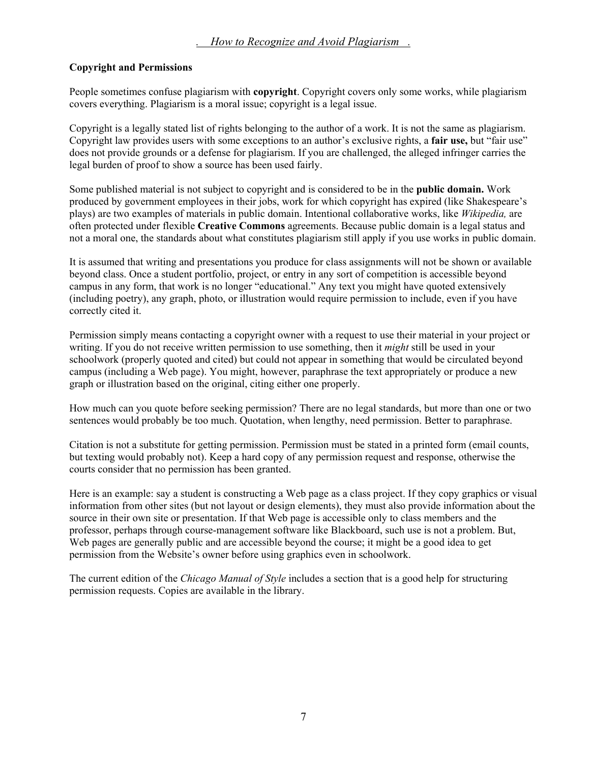**Copyright and Permissions**

People sometimes confuse plagiarism with **copyright**. Copyright covers only some works, while plagiarism covers everything. Plagiarism is a moral issue; copyright is a legal issue.

Copyright is a legally stated list of rights belonging to the author of a work. It is not the same as plagiarism. Copyright law provides users with some exceptions to an author's exclusive rights, a **fair use,** but "fair use" does not provide grounds or a defense for plagiarism. If you are challenged, the alleged infringer carries the legal burden of proof to show a source has been used fairly.

Some published material is not subject to copyright and is considered to be in the **public domain.** Work produced by government employees in their jobs, work for which copyright has expired (like Shakespeare's plays) are two examples of materials in public domain. Intentional collaborative works, like *Wikipedia,* are often protected under flexible **Creative Commons** agreements. Because public domain is a legal status and not a moral one, the standards about what constitutes plagiarism still apply if you use works in public domain.

It is assumed that writing and presentations you produce for class assignments will not be shown or available beyond class. Once a student portfolio, project, or entry in any sort of competition is accessible beyond campus in any form, that work is no longer "educational." Any text you might have quoted extensively (including poetry), any graph, photo, or illustration would require permission to include, even if you have correctly cited it.

Permission simply means contacting a copyright owner with a request to use their material in your project or writing. If you do not receive written permission to use something, then it *might* still be used in your schoolwork (properly quoted and cited) but could not appear in something that would be circulated beyond campus (including a Web page). You might, however, paraphrase the text appropriately or produce a new graph or illustration based on the original, citing either one properly.

How much can you quote before seeking permission? There are no legal standards, but more than one or two sentences would probably be too much. Quotation, when lengthy, need permission. Better to paraphrase.

Citation is not a substitute for getting permission. Permission must be stated in a printed form (email counts, but texting would probably not). Keep a hard copy of any permission request and response, otherwise the courts consider that no permission has been granted.

Here is an example: say a student is constructing a Web page as a class project. If they copy graphics or visual information from other sites (but not layout or design elements), they must also provide information about the source in their own site or presentation. If that Web page is accessible only to class members and the professor, perhaps through course-management software like Blackboard, such use is not a problem. But, Web pages are generally public and are accessible beyond the course; it might be a good idea to get permission from the Website's owner before using graphics even in schoolwork.

The current edition of the *Chicago Manual of Style* includes a section that is a good help for structuring permission requests. Copies are available in the library.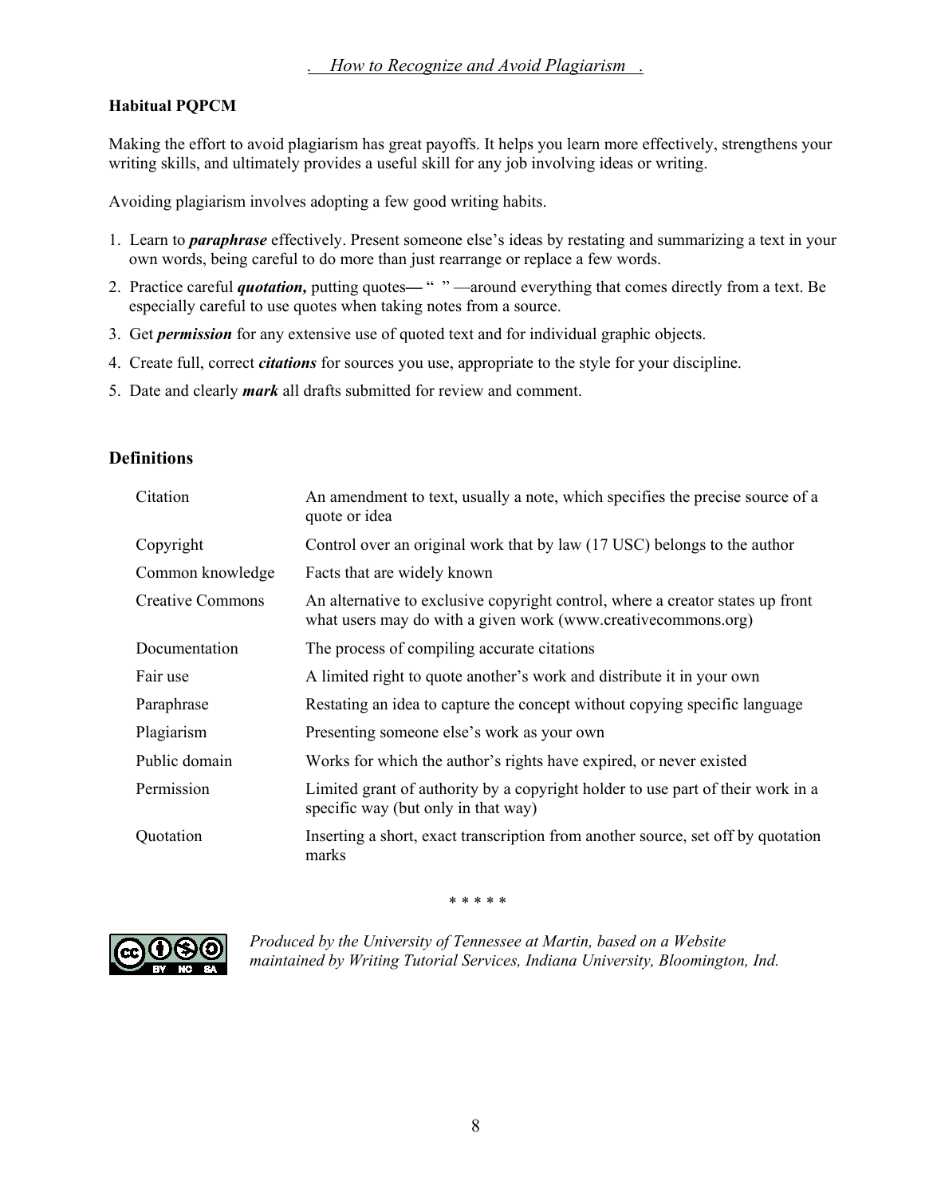**Habitual PQPCM**

Making the effort to avoid plagiarism has great payoffs. It helps you learn more effectively, strengthens your writing skills, and ultimately provides a useful skill for any job involving ideas or writing.

Avoiding plagiarism involves adopting a few good writing habits.

1. Learn to ***paraphrase*** effectively. Present someone else's ideas by restating and summarizing a text in your own words, being careful to do more than just rearrange or replace a few words.
2. Practice careful ***quotation,*** putting quotes— " " —around everything that comes directly from a text. Be especially careful to use quotes when taking notes from a source.
3. Get ***permission*** for any extensive use of quoted text and for individual graphic objects.
4. Create full, correct ***citations*** for sources you use, appropriate to the style for your discipline.
5. Date and clearly ***mark*** all drafts submitted for review and comment.

## Definitions

| | |
|---|---|
| Citation | An amendment to text, usually a note, which specifies the precise source of a quote or idea |
| Copyright | Control over an original work that by law (17 USC) belongs to the author |
| Common knowledge | Facts that are widely known |
| Creative Commons | An alternative to exclusive copyright control, where a creator states up front what users may do with a given work (www.creativecommons.org) |
| Documentation | The process of compiling accurate citations |
| Fair use | A limited right to quote another's work and distribute it in your own |
| Paraphrase | Restating an idea to capture the concept without copying specific language |
| Plagiarism | Presenting someone else's work as your own |
| Public domain | Works for which the author's rights have expired, or never existed |
| Permission | Limited grant of authority by a copyright holder to use part of their work in a specific way (but only in that way) |
| Quotation | Inserting a short, exact transcription from another source, set off by quotation marks |

\* \* \* \* \*

*Produced by the University of Tennessee at Martin, based on a Website maintained by Writing Tutorial Services, Indiana University, Bloomington, Ind.*